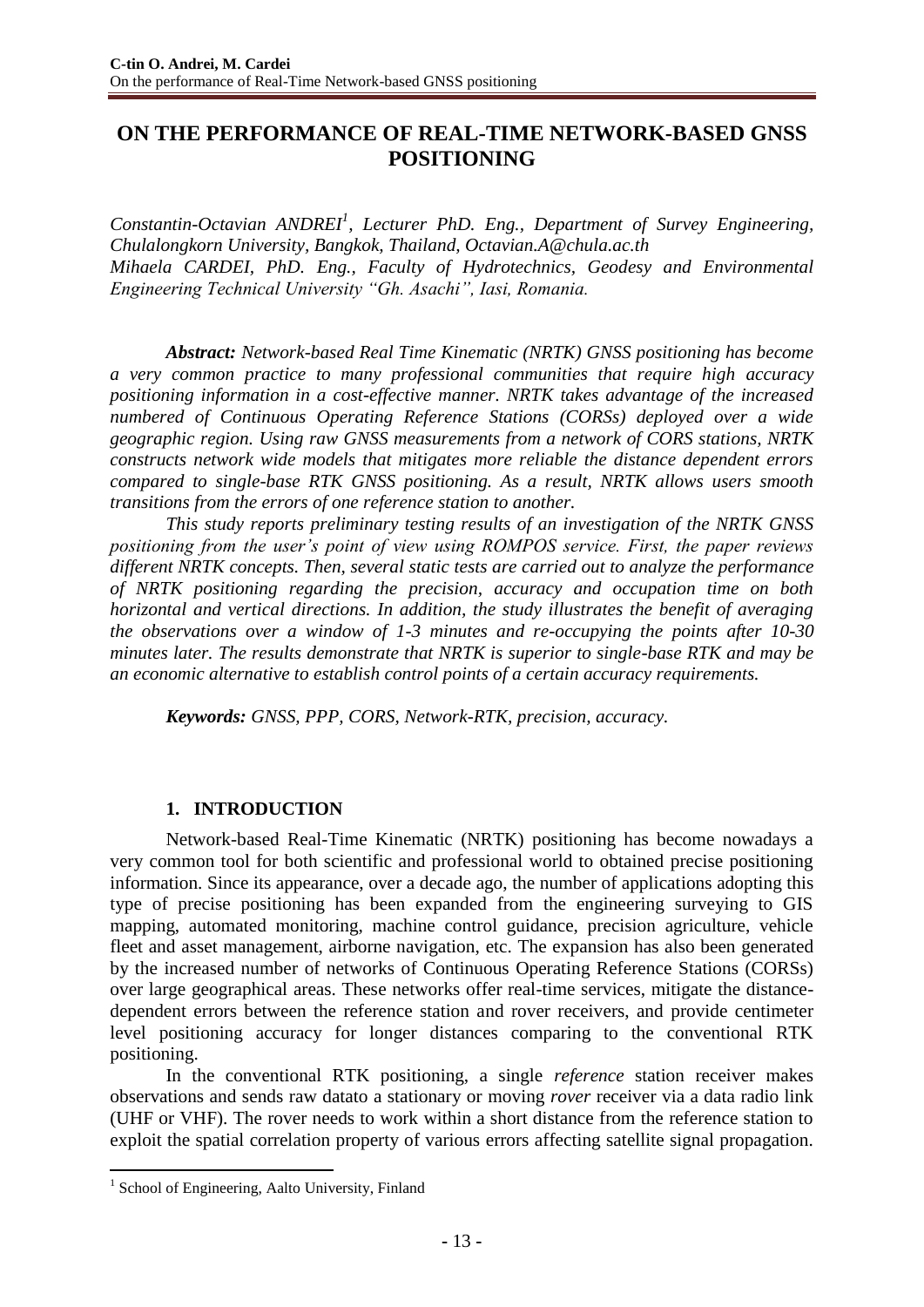# ON THE PERFORMANCE OF REAL-TIME NETWORK-BASED GNSS POSITIONING

*Constantin-Octavian ANDREI[1], Lecturer PhD. Eng., Department of Survey Engineering, Chulalongkorn University, Bangkok, Thailand, Octavian.A@chula.ac.th*
*Mihaela CARDEI, PhD. Eng., Faculty of Hydrotechnics, Geodesy and Environmental Engineering Technical University "Gh. Asachi", Iasi, Romania.*

***Abstract:*** *Network-based Real Time Kinematic (NRTK) GNSS positioning has become a very common practice to many professional communities that require high accuracy positioning information in a cost-effective manner. NRTK takes advantage of the increased numbered of Continuous Operating Reference Stations (CORSs) deployed over a wide geographic region. Using raw GNSS measurements from a network of CORS stations, NRTK constructs network wide models that mitigates more reliable the distance dependent errors compared to single-base RTK GNSS positioning. As a result, NRTK allows users smooth transitions from the errors of one reference station to another.*

*This study reports preliminary testing results of an investigation of the NRTK GNSS positioning from the user's point of view using ROMPOS service. First, the paper reviews different NRTK concepts. Then, several static tests are carried out to analyze the performance of NRTK positioning regarding the precision, accuracy and occupation time on both horizontal and vertical directions. In addition, the study illustrates the benefit of averaging the observations over a window of 1-3 minutes and re-occupying the points after 10-30 minutes later. The results demonstrate that NRTK is superior to single-base RTK and may be an economic alternative to establish control points of a certain accuracy requirements.*

***Keywords:*** *GNSS, PPP, CORS, Network-RTK, precision, accuracy.*

## 1. INTRODUCTION

Network-based Real-Time Kinematic (NRTK) positioning has become nowadays a very common tool for both scientific and professional world to obtained precise positioning information. Since its appearance, over a decade ago, the number of applications adopting this type of precise positioning has been expanded from the engineering surveying to GIS mapping, automated monitoring, machine control guidance, precision agriculture, vehicle fleet and asset management, airborne navigation, etc. The expansion has also been generated by the increased number of networks of Continuous Operating Reference Stations (CORSs) over large geographical areas. These networks offer real-time services, mitigate the distance-dependent errors between the reference station and rover receivers, and provide centimeter level positioning accuracy for longer distances comparing to the conventional RTK positioning.

In the conventional RTK positioning, a single *reference* station receiver makes observations and sends raw datato a stationary or moving *rover* receiver via a data radio link (UHF or VHF). The rover needs to work within a short distance from the reference station to exploit the spatial correlation property of various errors affecting satellite signal propagation.

[1] School of Engineering, Aalto University, Finland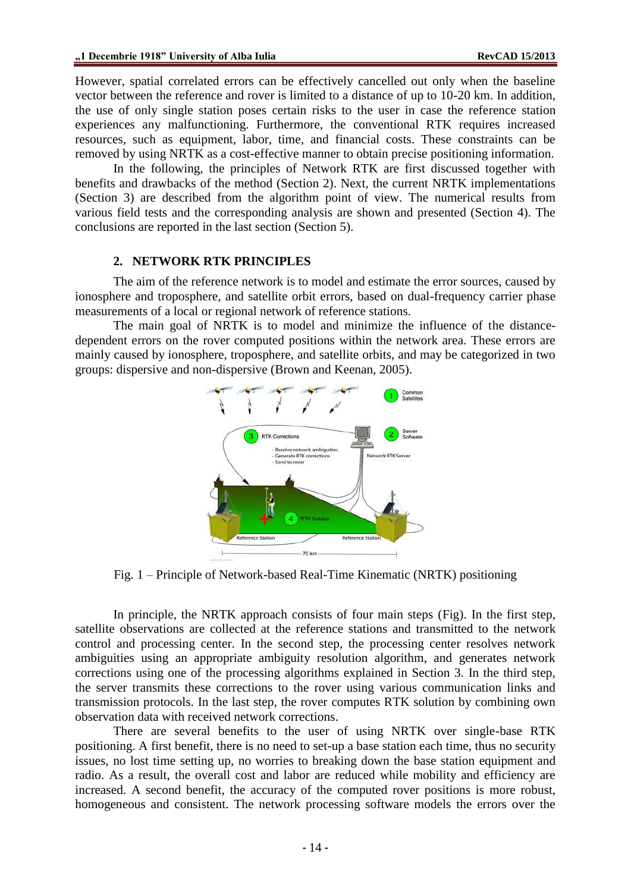However, spatial correlated errors can be effectively cancelled out only when the baseline vector between the reference and rover is limited to a distance of up to 10-20 km. In addition, the use of only single station poses certain risks to the user in case the reference station experiences any malfunctioning. Furthermore, the conventional RTK requires increased resources, such as equipment, labor, time, and financial costs. These constraints can be removed by using NRTK as a cost-effective manner to obtain precise positioning information.

In the following, the principles of Network RTK are first discussed together with benefits and drawbacks of the method (Section 2). Next, the current NRTK implementations (Section 3) are described from the algorithm point of view. The numerical results from various field tests and the corresponding analysis are shown and presented (Section 4). The conclusions are reported in the last section (Section 5).

## 2. NETWORK RTK PRINCIPLES

The aim of the reference network is to model and estimate the error sources, caused by ionosphere and troposphere, and satellite orbit errors, based on dual-frequency carrier phase measurements of a local or regional network of reference stations.

The main goal of NRTK is to model and minimize the influence of the distance-dependent errors on the rover computed positions within the network area. These errors are mainly caused by ionosphere, troposphere, and satellite orbits, and may be categorized in two groups: dispersive and non-dispersive (Brown and Keenan, 2005).

Fig. 1 – Principle of Network-based Real-Time Kinematic (NRTK) positioning

In principle, the NRTK approach consists of four main steps (Fig). In the first step, satellite observations are collected at the reference stations and transmitted to the network control and processing center. In the second step, the processing center resolves network ambiguities using an appropriate ambiguity resolution algorithm, and generates network corrections using one of the processing algorithms explained in Section 3. In the third step, the server transmits these corrections to the rover using various communication links and transmission protocols. In the last step, the rover computes RTK solution by combining own observation data with received network corrections.

There are several benefits to the user of using NRTK over single-base RTK positioning. A first benefit, there is no need to set-up a base station each time, thus no security issues, no lost time setting up, no worries to breaking down the base station equipment and radio. As a result, the overall cost and labor are reduced while mobility and efficiency are increased. A second benefit, the accuracy of the computed rover positions is more robust, homogeneous and consistent. The network processing software models the errors over the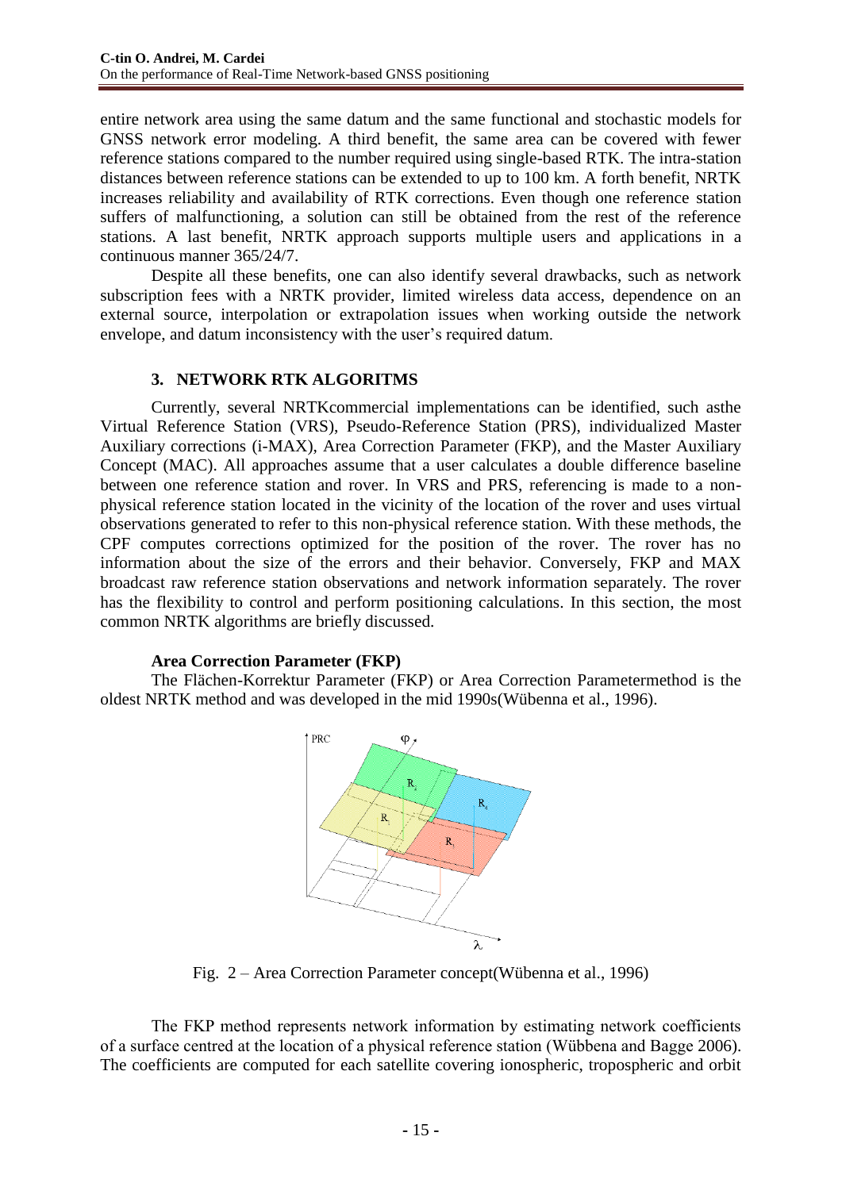entire network area using the same datum and the same functional and stochastic models for GNSS network error modeling. A third benefit, the same area can be covered with fewer reference stations compared to the number required using single-based RTK. The intra-station distances between reference stations can be extended to up to 100 km. A forth benefit, NRTK increases reliability and availability of RTK corrections. Even though one reference station suffers of malfunctioning, a solution can still be obtained from the rest of the reference stations. A last benefit, NRTK approach supports multiple users and applications in a continuous manner 365/24/7.

Despite all these benefits, one can also identify several drawbacks, such as network subscription fees with a NRTK provider, limited wireless data access, dependence on an external source, interpolation or extrapolation issues when working outside the network envelope, and datum inconsistency with the user's required datum.

## 3. NETWORK RTK ALGORITMS

Currently, several NRTKcommercial implementations can be identified, such asthe Virtual Reference Station (VRS), Pseudo-Reference Station (PRS), individualized Master Auxiliary corrections (i-MAX), Area Correction Parameter (FKP), and the Master Auxiliary Concept (MAC). All approaches assume that a user calculates a double difference baseline between one reference station and rover. In VRS and PRS, referencing is made to a non-physical reference station located in the vicinity of the location of the rover and uses virtual observations generated to refer to this non-physical reference station. With these methods, the CPF computes corrections optimized for the position of the rover. The rover has no information about the size of the errors and their behavior. Conversely, FKP and MAX broadcast raw reference station observations and network information separately. The rover has the flexibility to control and perform positioning calculations. In this section, the most common NRTK algorithms are briefly discussed.

### Area Correction Parameter (FKP)

The Flächen-Korrektur Parameter (FKP) or Area Correction Parametermethod is the oldest NRTK method and was developed in the mid 1990s(Wübenna et al., 1996).

Fig. 2 – Area Correction Parameter concept(Wübenna et al., 1996)

The FKP method represents network information by estimating network coefficients of a surface centred at the location of a physical reference station (Wübbena and Bagge 2006). The coefficients are computed for each satellite covering ionospheric, tropospheric and orbit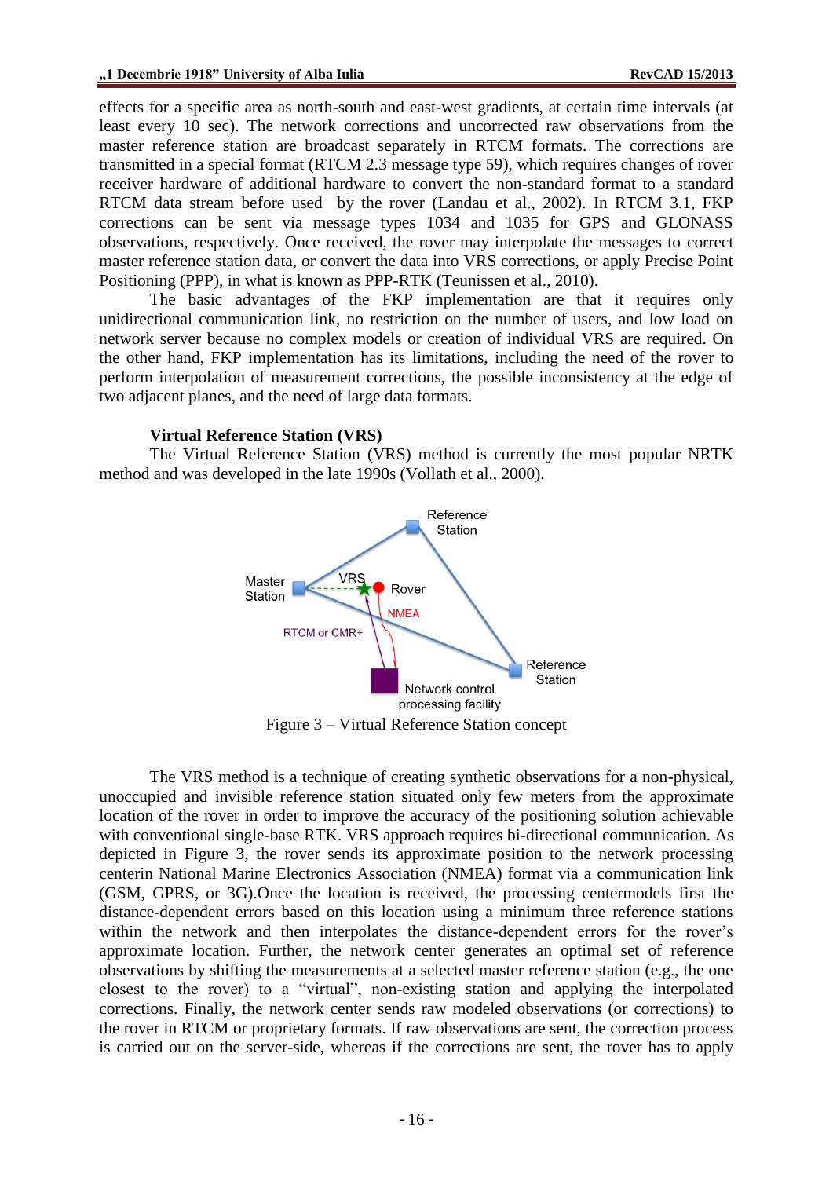effects for a specific area as north-south and east-west gradients, at certain time intervals (at least every 10 sec). The network corrections and uncorrected raw observations from the master reference station are broadcast separately in RTCM formats. The corrections are transmitted in a special format (RTCM 2.3 message type 59), which requires changes of rover receiver hardware of additional hardware to convert the non-standard format to a standard RTCM data stream before used by the rover (Landau et al., 2002). In RTCM 3.1, FKP corrections can be sent via message types 1034 and 1035 for GPS and GLONASS observations, respectively. Once received, the rover may interpolate the messages to correct master reference station data, or convert the data into VRS corrections, or apply Precise Point Positioning (PPP), in what is known as PPP-RTK (Teunissen et al., 2010).

The basic advantages of the FKP implementation are that it requires only unidirectional communication link, no restriction on the number of users, and low load on network server because no complex models or creation of individual VRS are required. On the other hand, FKP implementation has its limitations, including the need of the rover to perform interpolation of measurement corrections, the possible inconsistency at the edge of two adjacent planes, and the need of large data formats.

**Virtual Reference Station (VRS)**

The Virtual Reference Station (VRS) method is currently the most popular NRTK method and was developed in the late 1990s (Vollath et al., 2000).

Figure 3 – Virtual Reference Station concept

The VRS method is a technique of creating synthetic observations for a non-physical, unoccupied and invisible reference station situated only few meters from the approximate location of the rover in order to improve the accuracy of the positioning solution achievable with conventional single-base RTK. VRS approach requires bi-directional communication. As depicted in Figure 3, the rover sends its approximate position to the network processing centerin National Marine Electronics Association (NMEA) format via a communication link (GSM, GPRS, or 3G).Once the location is received, the processing centermodels first the distance-dependent errors based on this location using a minimum three reference stations within the network and then interpolates the distance-dependent errors for the rover's approximate location. Further, the network center generates an optimal set of reference observations by shifting the measurements at a selected master reference station (e.g., the one closest to the rover) to a "virtual", non-existing station and applying the interpolated corrections. Finally, the network center sends raw modeled observations (or corrections) to the rover in RTCM or proprietary formats. If raw observations are sent, the correction process is carried out on the server-side, whereas if the corrections are sent, the rover has to apply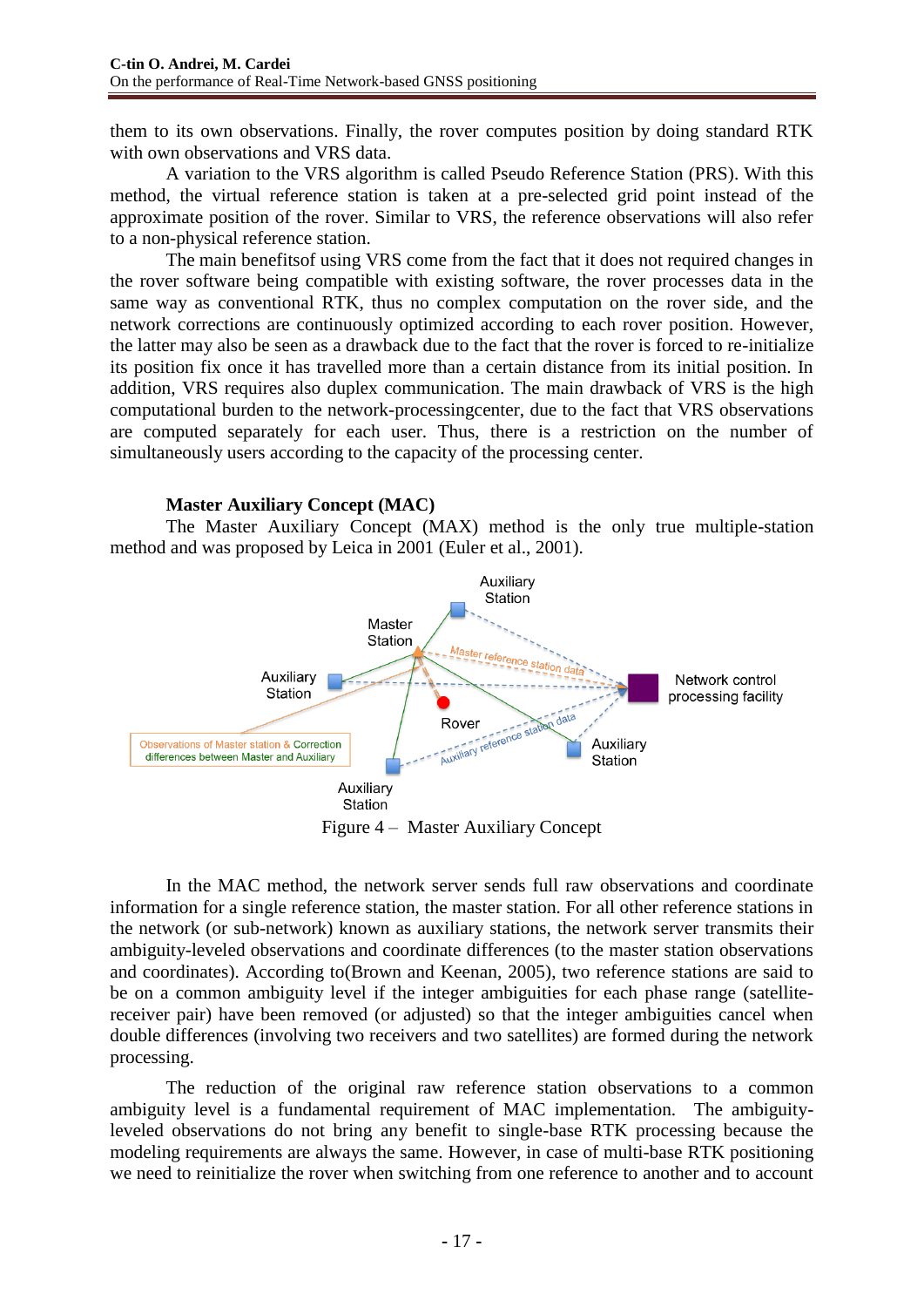them to its own observations. Finally, the rover computes position by doing standard RTK with own observations and VRS data.

A variation to the VRS algorithm is called Pseudo Reference Station (PRS). With this method, the virtual reference station is taken at a pre-selected grid point instead of the approximate position of the rover. Similar to VRS, the reference observations will also refer to a non-physical reference station.

The main benefitsof using VRS come from the fact that it does not required changes in the rover software being compatible with existing software, the rover processes data in the same way as conventional RTK, thus no complex computation on the rover side, and the network corrections are continuously optimized according to each rover position. However, the latter may also be seen as a drawback due to the fact that the rover is forced to re-initialize its position fix once it has travelled more than a certain distance from its initial position. In addition, VRS requires also duplex communication. The main drawback of VRS is the high computational burden to the network-processingcenter, due to the fact that VRS observations are computed separately for each user. Thus, there is a restriction on the number of simultaneously users according to the capacity of the processing center.

### Master Auxiliary Concept (MAC)

The Master Auxiliary Concept (MAX) method is the only true multiple-station method and was proposed by Leica in 2001 (Euler et al., 2001).

Figure 4 – Master Auxiliary Concept

In the MAC method, the network server sends full raw observations and coordinate information for a single reference station, the master station. For all other reference stations in the network (or sub-network) known as auxiliary stations, the network server transmits their ambiguity-leveled observations and coordinate differences (to the master station observations and coordinates). According to(Brown and Keenan, 2005), two reference stations are said to be on a common ambiguity level if the integer ambiguities for each phase range (satellite-receiver pair) have been removed (or adjusted) so that the integer ambiguities cancel when double differences (involving two receivers and two satellites) are formed during the network processing.

The reduction of the original raw reference station observations to a common ambiguity level is a fundamental requirement of MAC implementation. The ambiguity-leveled observations do not bring any benefit to single-base RTK processing because the modeling requirements are always the same. However, in case of multi-base RTK positioning we need to reinitialize the rover when switching from one reference to another and to account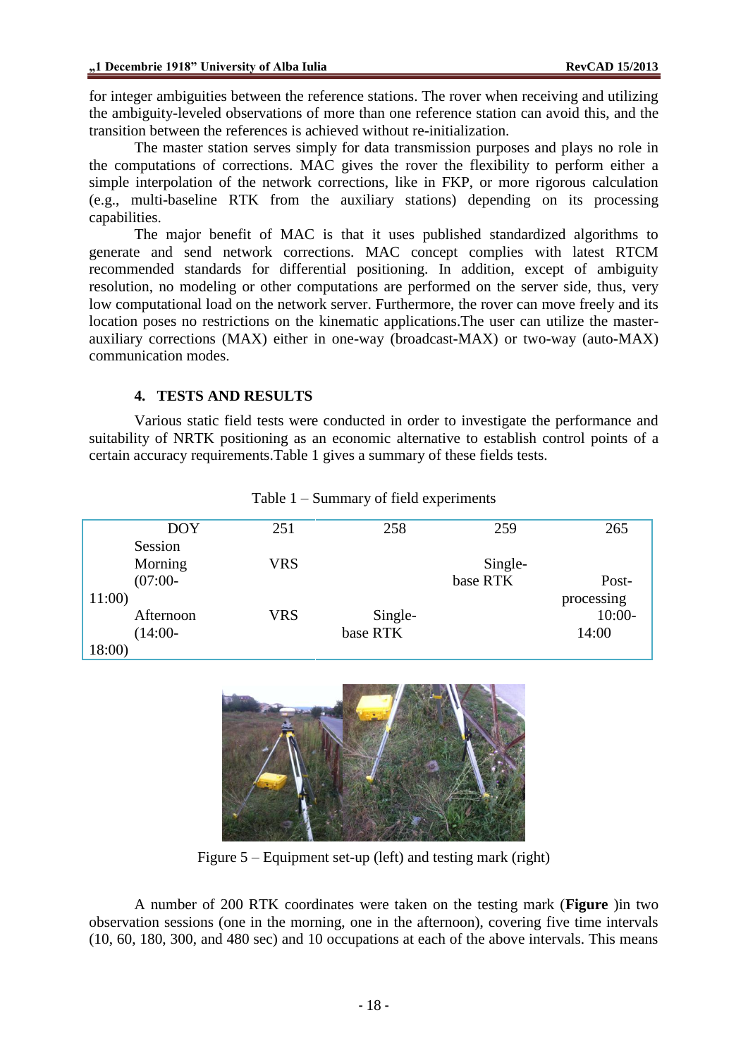for integer ambiguities between the reference stations. The rover when receiving and utilizing the ambiguity-leveled observations of more than one reference station can avoid this, and the transition between the references is achieved without re-initialization.

The master station serves simply for data transmission purposes and plays no role in the computations of corrections. MAC gives the rover the flexibility to perform either a simple interpolation of the network corrections, like in FKP, or more rigorous calculation (e.g., multi-baseline RTK from the auxiliary stations) depending on its processing capabilities.

The major benefit of MAC is that it uses published standardized algorithms to generate and send network corrections. MAC concept complies with latest RTCM recommended standards for differential positioning. In addition, except of ambiguity resolution, no modeling or other computations are performed on the server side, thus, very low computational load on the network server. Furthermore, the rover can move freely and its location poses no restrictions on the kinematic applications.The user can utilize the master-auxiliary corrections (MAX) either in one-way (broadcast-MAX) or two-way (auto-MAX) communication modes.

## 4. TESTS AND RESULTS

Various static field tests were conducted in order to investigate the performance and suitability of NRTK positioning as an economic alternative to establish control points of a certain accuracy requirements.Table 1 gives a summary of these fields tests.

Table 1 – Summary of field experiments

| DOY / Session | 251 | 258 | 259 | 265 |
|---|---|---|---|---|
| Morning (07:00-11:00) | VRS | | Single-base RTK | Post-processing 10:00-14:00 |
| Afternoon (14:00-18:00) | VRS | Single-base RTK | | |

Figure 5 – Equipment set-up (left) and testing mark (right)

A number of 200 RTK coordinates were taken on the testing mark (**Figure** )in two observation sessions (one in the morning, one in the afternoon), covering five time intervals (10, 60, 180, 300, and 480 sec) and 10 occupations at each of the above intervals. This means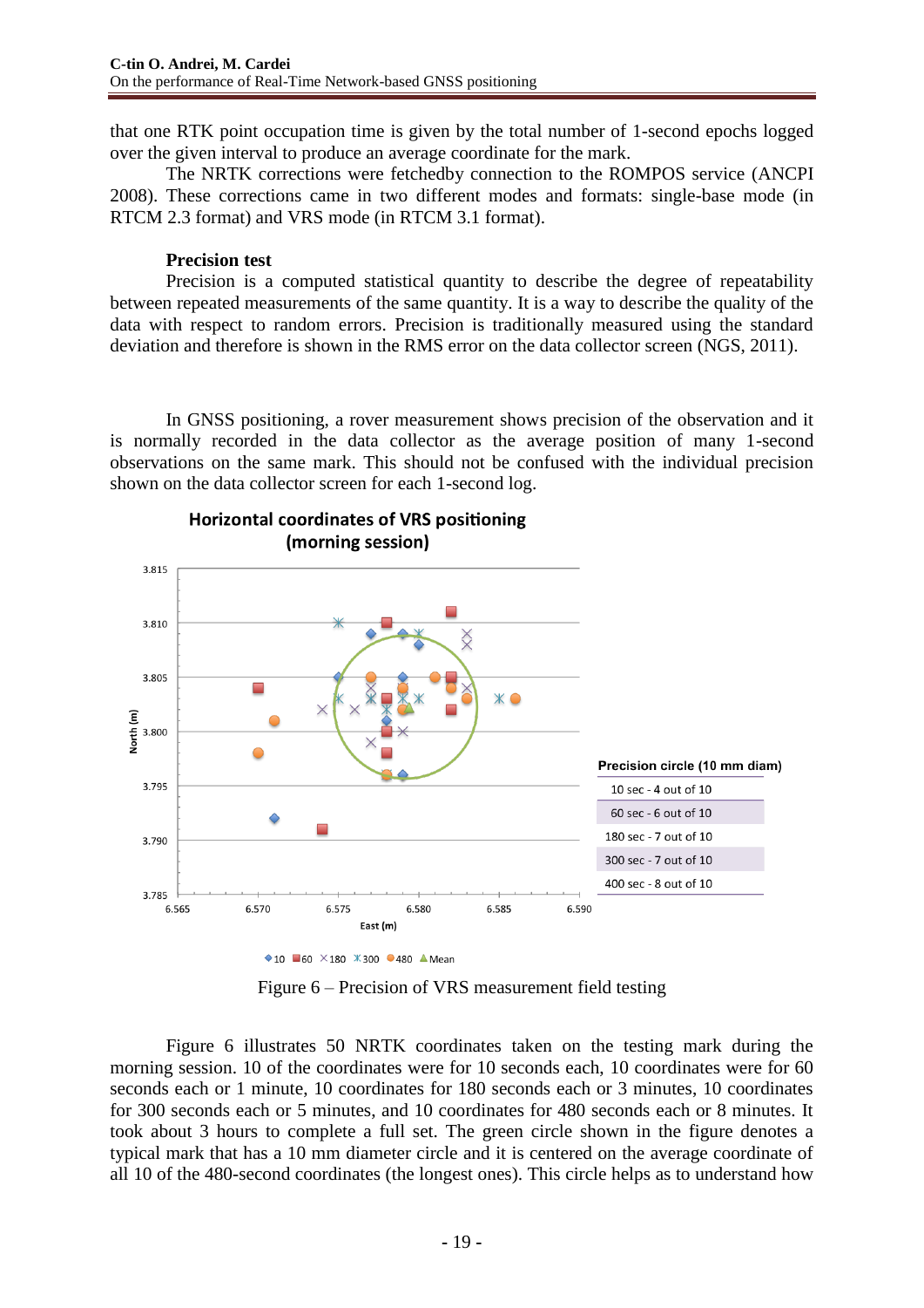that one RTK point occupation time is given by the total number of 1-second epochs logged over the given interval to produce an average coordinate for the mark.

The NRTK corrections were fetchedby connection to the ROMPOS service (ANCPI 2008). These corrections came in two different modes and formats: single-base mode (in RTCM 2.3 format) and VRS mode (in RTCM 3.1 format).

**Precision test**

Precision is a computed statistical quantity to describe the degree of repeatability between repeated measurements of the same quantity. It is a way to describe the quality of the data with respect to random errors. Precision is traditionally measured using the standard deviation and therefore is shown in the RMS error on the data collector screen (NGS, 2011).

In GNSS positioning, a rover measurement shows precision of the observation and it is normally recorded in the data collector as the average position of many 1-second observations on the same mark. This should not be confused with the individual precision shown on the data collector screen for each 1-second log.

**Horizontal coordinates of VRS positioning (morning session)**

| Precision circle (10 mm diam) |
| --- |
| 10 sec - 4 out of 10 |
| 60 sec - 6 out of 10 |
| 180 sec - 7 out of 10 |
| 300 sec - 7 out of 10 |
| 400 sec - 8 out of 10 |

Figure 6 – Precision of VRS measurement field testing

Figure 6 illustrates 50 NRTK coordinates taken on the testing mark during the morning session. 10 of the coordinates were for 10 seconds each, 10 coordinates were for 60 seconds each or 1 minute, 10 coordinates for 180 seconds each or 3 minutes, 10 coordinates for 300 seconds each or 5 minutes, and 10 coordinates for 480 seconds each or 8 minutes. It took about 3 hours to complete a full set. The green circle shown in the figure denotes a typical mark that has a 10 mm diameter circle and it is centered on the average coordinate of all 10 of the 480-second coordinates (the longest ones). This circle helps as to understand how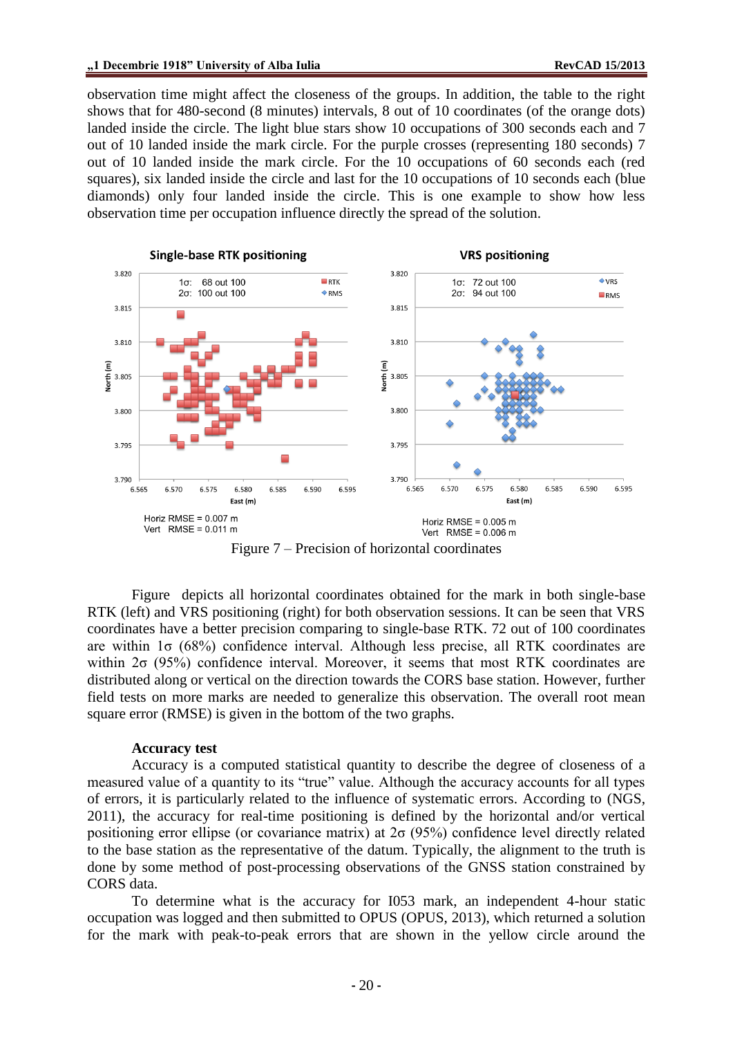observation time might affect the closeness of the groups. In addition, the table to the right shows that for 480-second (8 minutes) intervals, 8 out of 10 coordinates (of the orange dots) landed inside the circle. The light blue stars show 10 occupations of 300 seconds each and 7 out of 10 landed inside the mark circle. For the purple crosses (representing 180 seconds) 7 out of 10 landed inside the mark circle. For the 10 occupations of 60 seconds each (red squares), six landed inside the circle and last for the 10 occupations of 10 seconds each (blue diamonds) only four landed inside the circle. This is one example to show how less observation time per occupation influence directly the spread of the solution.

Figure 7 – Precision of horizontal coordinates

Figure depicts all horizontal coordinates obtained for the mark in both single-base RTK (left) and VRS positioning (right) for both observation sessions. It can be seen that VRS coordinates have a better precision comparing to single-base RTK. 72 out of 100 coordinates are within 1σ (68%) confidence interval. Although less precise, all RTK coordinates are within 2σ (95%) confidence interval. Moreover, it seems that most RTK coordinates are distributed along or vertical on the direction towards the CORS base station. However, further field tests on more marks are needed to generalize this observation. The overall root mean square error (RMSE) is given in the bottom of the two graphs.

**Accuracy test**

Accuracy is a computed statistical quantity to describe the degree of closeness of a measured value of a quantity to its "true" value. Although the accuracy accounts for all types of errors, it is particularly related to the influence of systematic errors. According to (NGS, 2011), the accuracy for real-time positioning is defined by the horizontal and/or vertical positioning error ellipse (or covariance matrix) at 2σ (95%) confidence level directly related to the base station as the representative of the datum. Typically, the alignment to the truth is done by some method of post-processing observations of the GNSS station constrained by CORS data.

To determine what is the accuracy for I053 mark, an independent 4-hour static occupation was logged and then submitted to OPUS (OPUS, 2013), which returned a solution for the mark with peak-to-peak errors that are shown in the yellow circle around the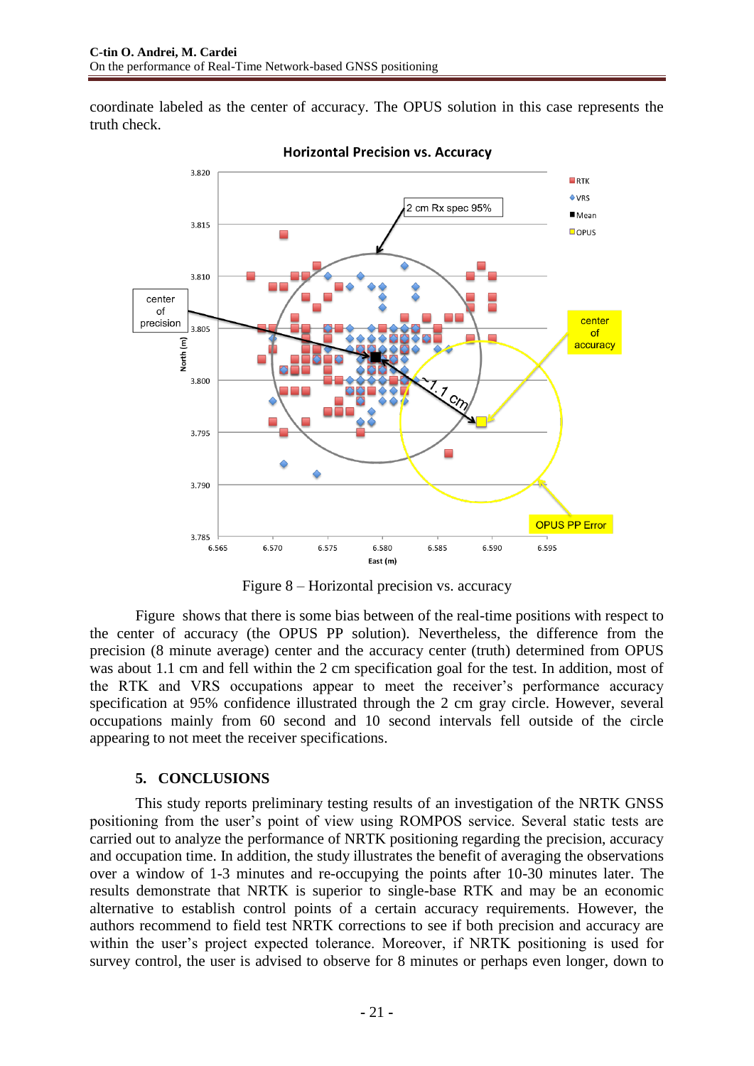coordinate labeled as the center of accuracy. The OPUS solution in this case represents the truth check.

Figure 8 – Horizontal precision vs. accuracy

Figure  shows that there is some bias between of the real-time positions with respect to the center of accuracy (the OPUS PP solution). Nevertheless, the difference from the precision (8 minute average) center and the accuracy center (truth) determined from OPUS was about 1.1 cm and fell within the 2 cm specification goal for the test. In addition, most of the RTK and VRS occupations appear to meet the receiver's performance accuracy specification at 95% confidence illustrated through the 2 cm gray circle. However, several occupations mainly from 60 second and 10 second intervals fell outside of the circle appearing to not meet the receiver specifications.

## 5. CONCLUSIONS

This study reports preliminary testing results of an investigation of the NRTK GNSS positioning from the user's point of view using ROMPOS service. Several static tests are carried out to analyze the performance of NRTK positioning regarding the precision, accuracy and occupation time. In addition, the study illustrates the benefit of averaging the observations over a window of 1-3 minutes and re-occupying the points after 10-30 minutes later. The results demonstrate that NRTK is superior to single-base RTK and may be an economic alternative to establish control points of a certain accuracy requirements. However, the authors recommend to field test NRTK corrections to see if both precision and accuracy are within the user's project expected tolerance. Moreover, if NRTK positioning is used for survey control, the user is advised to observe for 8 minutes or perhaps even longer, down to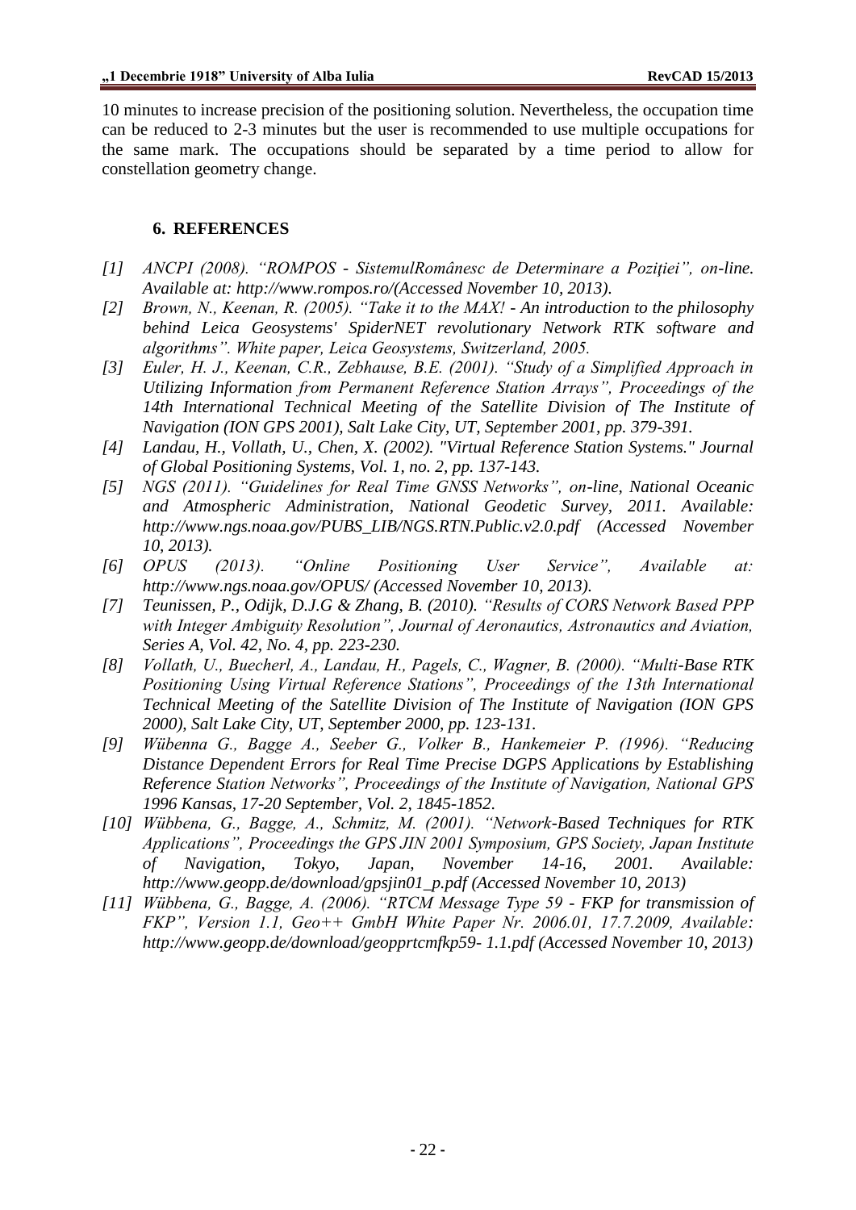10 minutes to increase precision of the positioning solution. Nevertheless, the occupation time can be reduced to 2-3 minutes but the user is recommended to use multiple occupations for the same mark. The occupations should be separated by a time period to allow for constellation geometry change.

## 6. REFERENCES

*[1] ANCPI (2008). "ROMPOS - SistemulRomânesc de Determinare a Poziţiei", on-line. Available at: http://www.rompos.ro/(Accessed November 10, 2013).*

*[2] Brown, N., Keenan, R. (2005). "Take it to the MAX! - An introduction to the philosophy behind Leica Geosystems' SpiderNET revolutionary Network RTK software and algorithms". White paper, Leica Geosystems, Switzerland, 2005.*

*[3] Euler, H. J., Keenan, C.R., Zebhause, B.E. (2001). "Study of a Simplified Approach in Utilizing Information from Permanent Reference Station Arrays", Proceedings of the 14th International Technical Meeting of the Satellite Division of The Institute of Navigation (ION GPS 2001), Salt Lake City, UT, September 2001, pp. 379-391.*

*[4] Landau, H., Vollath, U., Chen, X. (2002). "Virtual Reference Station Systems." Journal of Global Positioning Systems, Vol. 1, no. 2, pp. 137-143.*

*[5] NGS (2011). "Guidelines for Real Time GNSS Networks", on-line, National Oceanic and Atmospheric Administration, National Geodetic Survey, 2011. Available: http://www.ngs.noaa.gov/PUBS_LIB/NGS.RTN.Public.v2.0.pdf (Accessed November 10, 2013).*

*[6] OPUS (2013). "Online Positioning User Service", Available at: http://www.ngs.noaa.gov/OPUS/ (Accessed November 10, 2013).*

*[7] Teunissen, P., Odijk, D.J.G & Zhang, B. (2010). "Results of CORS Network Based PPP with Integer Ambiguity Resolution", Journal of Aeronautics, Astronautics and Aviation, Series A, Vol. 42, No. 4, pp. 223-230.*

*[8] Vollath, U., Buecherl, A., Landau, H., Pagels, C., Wagner, B. (2000). "Multi-Base RTK Positioning Using Virtual Reference Stations", Proceedings of the 13th International Technical Meeting of the Satellite Division of The Institute of Navigation (ION GPS 2000), Salt Lake City, UT, September 2000, pp. 123-131.*

*[9] Wübenna G., Bagge A., Seeber G., Volker B., Hankemeier P. (1996). "Reducing Distance Dependent Errors for Real Time Precise DGPS Applications by Establishing Reference Station Networks", Proceedings of the Institute of Navigation, National GPS 1996 Kansas, 17-20 September, Vol. 2, 1845-1852.*

*[10] Wübbena, G., Bagge, A., Schmitz, M. (2001). "Network-Based Techniques for RTK Applications", Proceedings the GPS JIN 2001 Symposium, GPS Society, Japan Institute of Navigation, Tokyo, Japan, November 14-16, 2001. Available: http://www.geopp.de/download/gpsjin01_p.pdf (Accessed November 10, 2013)*

*[11] Wübbena, G., Bagge, A. (2006). "RTCM Message Type 59 - FKP for transmission of FKP", Version 1.1, Geo++ GmbH White Paper Nr. 2006.01, 17.7.2009, Available: http://www.geopp.de/download/geopprtcmfkp59- 1.1.pdf (Accessed November 10, 2013)*